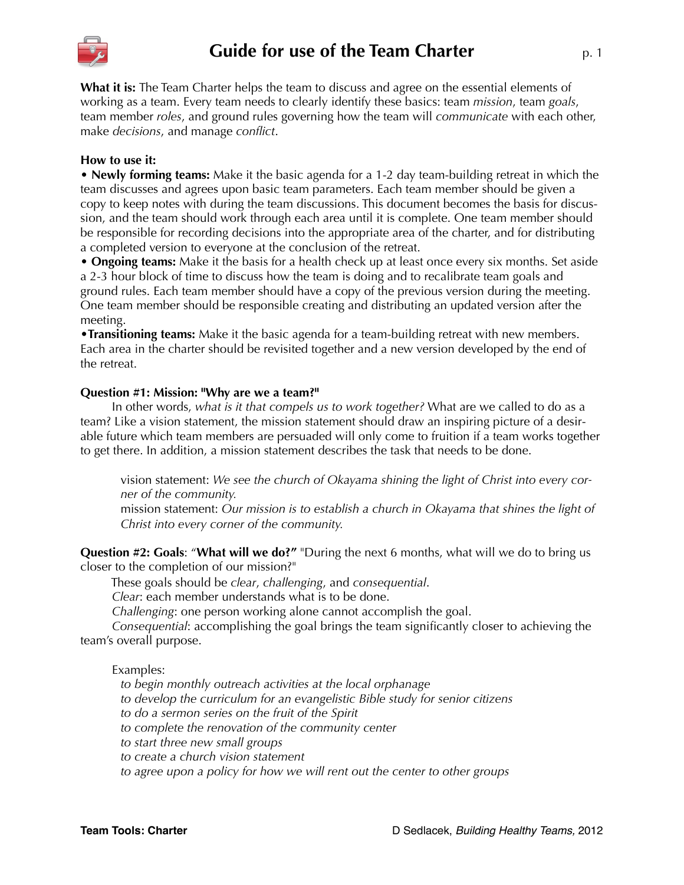# Guide for use of the Team Charter

**What it is:** The Team Charter helps the team to discuss and agree on the essential elements of working as a team. Every team needs to clearly identify these basics: team *mission*, team *goals*, team member *roles*, and ground rules governing how the team will *communicate* with each other, make *decisions*, and manage *conflict*.

**How to use it:**

• **Newly forming teams:** Make it the basic agenda for a 1-2 day team-building retreat in which the team discusses and agrees upon basic team parameters. Each team member should be given a copy to keep notes with during the team discussions. This document becomes the basis for discussion, and the team should work through each area until it is complete. One team member should be responsible for recording decisions into the appropriate area of the charter, and for distributing a completed version to everyone at the conclusion of the retreat.

• **Ongoing teams:** Make it the basis for a health check up at least once every six months. Set aside a 2-3 hour block of time to discuss how the team is doing and to recalibrate team goals and ground rules. Each team member should have a copy of the previous version during the meeting. One team member should be responsible creating and distributing an updated version after the meeting.

•**Transitioning teams:** Make it the basic agenda for a team-building retreat with new members. Each area in the charter should be revisited together and a new version developed by the end of the retreat.

**Question #1: Mission: "Why are we a team?"**

In other words, *what is it that compels us to work together?* What are we called to do as a team? Like a vision statement, the mission statement should draw an inspiring picture of a desirable future which team members are persuaded will only come to fruition if a team works together to get there. In addition, a mission statement describes the task that needs to be done.

> vision statement: *We see the church of Okayama shining the light of Christ into every corner of the community.*
> mission statement: *Our mission is to establish a church in Okayama that shines the light of Christ into every corner of the community.*

**Question #2: Goals**: "**What will we do?"** "During the next 6 months, what will we do to bring us closer to the completion of our mission?"

These goals should be *clear*, *challenging*, and *consequential*.
*Clear*: each member understands what is to be done.
*Challenging*: one person working alone cannot accomplish the goal.
*Consequential*: accomplishing the goal brings the team significantly closer to achieving the team's overall purpose.

Examples:
*to begin monthly outreach activities at the local orphanage*
*to develop the curriculum for an evangelistic Bible study for senior citizens*
*to do a sermon series on the fruit of the Spirit*
*to complete the renovation of the community center*
*to start three new small groups*
*to create a church vision statement*
*to agree upon a policy for how we will rent out the center to other groups*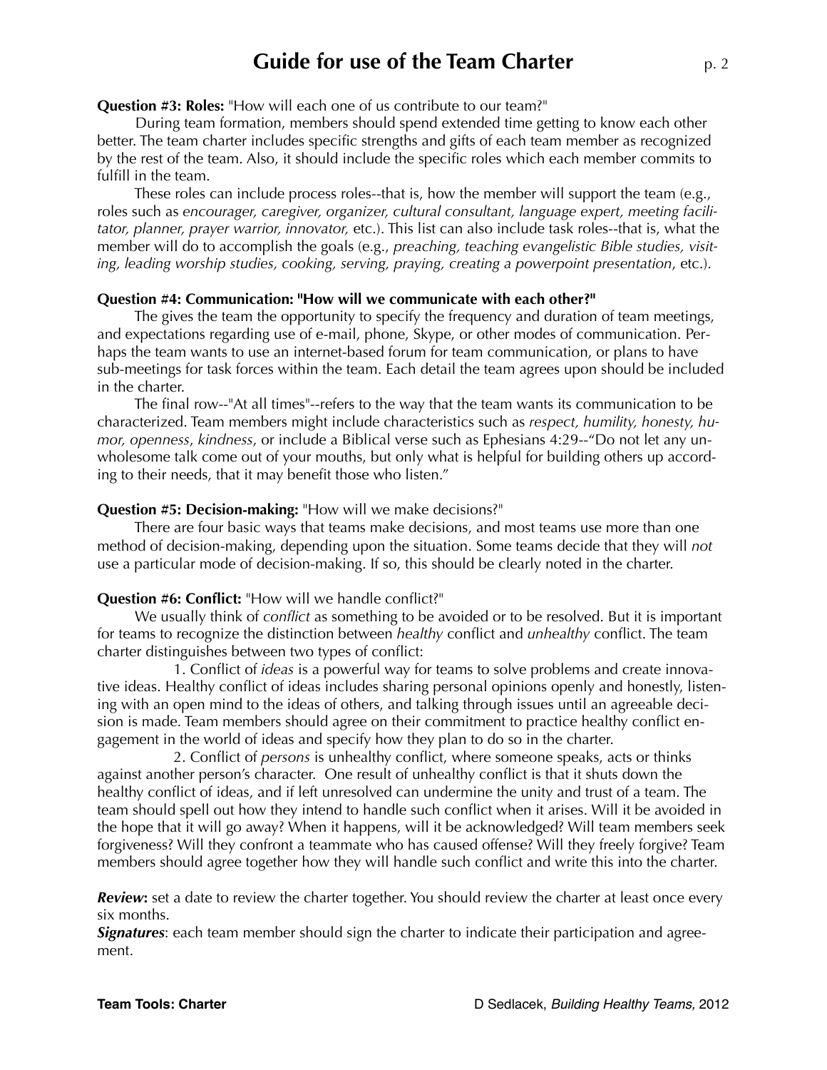# Guide for use of the Team Charter

**Question #3: Roles:** "How will each one of us contribute to our team?"

During team formation, members should spend extended time getting to know each other better. The team charter includes specific strengths and gifts of each team member as recognized by the rest of the team. Also, it should include the specific roles which each member commits to fulfill in the team.

These roles can include process roles--that is, how the member will support the team (e.g., roles such as *encourager, caregiver, organizer, cultural consultant, language expert, meeting facilitator, planner, prayer warrior, innovator,* etc.). This list can also include task roles--that is, what the member will do to accomplish the goals (e.g., *preaching, teaching evangelistic Bible studies, visiting, leading worship studies, cooking, serving, praying, creating a powerpoint presentation*, etc.).

**Question #4: Communication: "How will we communicate with each other?"**

The gives the team the opportunity to specify the frequency and duration of team meetings, and expectations regarding use of e-mail, phone, Skype, or other modes of communication. Perhaps the team wants to use an internet-based forum for team communication, or plans to have sub-meetings for task forces within the team. Each detail the team agrees upon should be included in the charter.

The final row--"At all times"--refers to the way that the team wants its communication to be characterized. Team members might include characteristics such as *respect, humility, honesty, humor, openness*, *kindness*, or include a Biblical verse such as Ephesians 4:29--"Do not let any unwholesome talk come out of your mouths, but only what is helpful for building others up according to their needs, that it may benefit those who listen."

**Question #5: Decision-making:** "How will we make decisions?"

There are four basic ways that teams make decisions, and most teams use more than one method of decision-making, depending upon the situation. Some teams decide that they will *not* use a particular mode of decision-making. If so, this should be clearly noted in the charter.

**Question #6: Conflict:** "How will we handle conflict?"

We usually think of *conflict* as something to be avoided or to be resolved. But it is important for teams to recognize the distinction between *healthy* conflict and *unhealthy* conflict. The team charter distinguishes between two types of conflict:

1. Conflict of *ideas* is a powerful way for teams to solve problems and create innovative ideas. Healthy conflict of ideas includes sharing personal opinions openly and honestly, listening with an open mind to the ideas of others, and talking through issues until an agreeable decision is made. Team members should agree on their commitment to practice healthy conflict engagement in the world of ideas and specify how they plan to do so in the charter.

2. Conflict of *persons* is unhealthy conflict, where someone speaks, acts or thinks against another person's character. One result of unhealthy conflict is that it shuts down the healthy conflict of ideas, and if left unresolved can undermine the unity and trust of a team. The team should spell out how they intend to handle such conflict when it arises. Will it be avoided in the hope that it will go away? When it happens, will it be acknowledged? Will team members seek forgiveness? Will they confront a teammate who has caused offense? Will they freely forgive? Team members should agree together how they will handle such conflict and write this into the charter.

***Review*:** set a date to review the charter together. You should review the charter at least once every six months.

***Signatures***: each team member should sign the charter to indicate their participation and agreement.